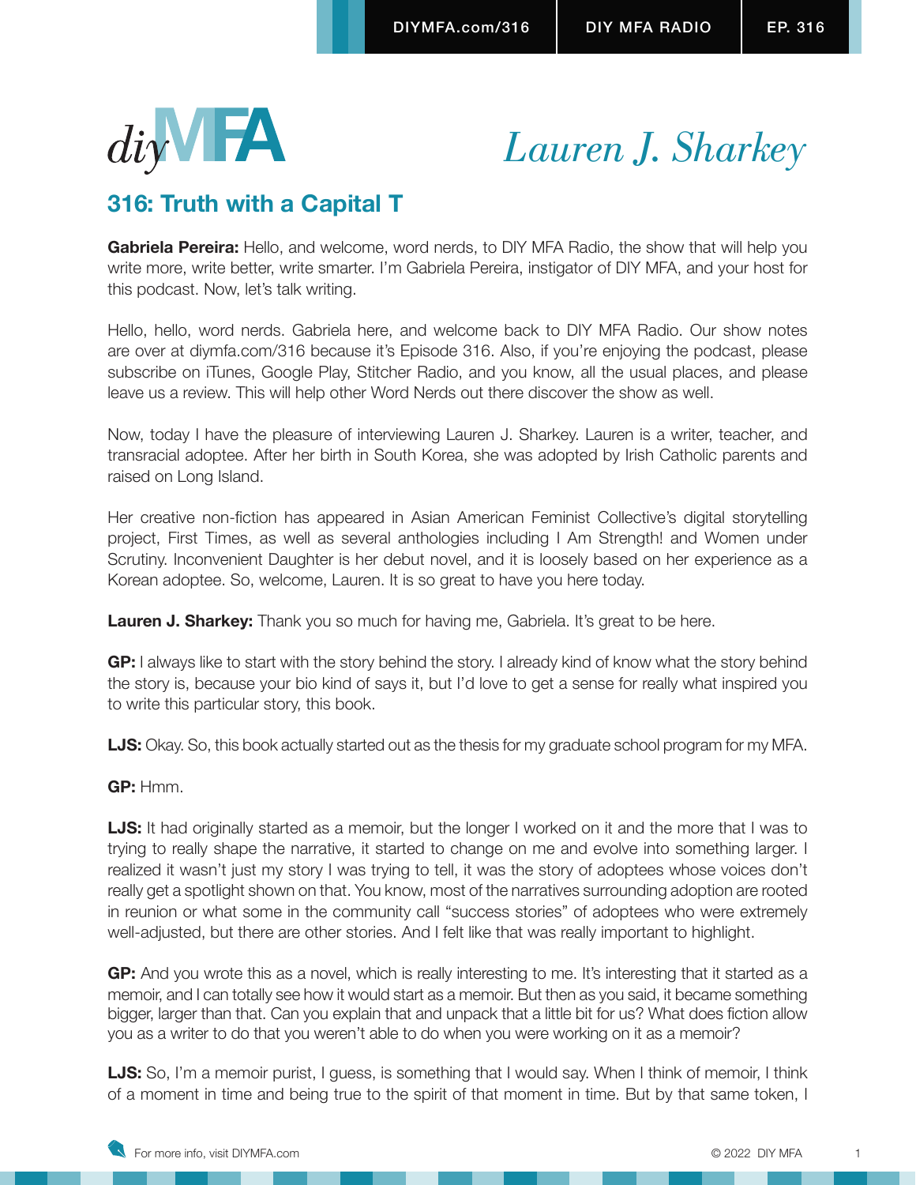# Lauren J. Sharkey

## 316: Truth with a Capital T

**Gabriela Pereira:** Hello, and welcome, word nerds, to DIY MFA Radio, the show that will help you write more, write better, write smarter. I'm Gabriela Pereira, instigator of DIY MFA, and your host for this podcast. Now, let's talk writing.

Hello, hello, word nerds. Gabriela here, and welcome back to DIY MFA Radio. Our show notes are over at diymfa.com/316 because it's Episode 316. Also, if you're enjoying the podcast, please subscribe on iTunes, Google Play, Stitcher Radio, and you know, all the usual places, and please leave us a review. This will help other Word Nerds out there discover the show as well.

Now, today I have the pleasure of interviewing Lauren J. Sharkey. Lauren is a writer, teacher, and transracial adoptee. After her birth in South Korea, she was adopted by Irish Catholic parents and raised on Long Island.

Her creative non-fiction has appeared in Asian American Feminist Collective's digital storytelling project, First Times, as well as several anthologies including I Am Strength! and Women under Scrutiny. Inconvenient Daughter is her debut novel, and it is loosely based on her experience as a Korean adoptee. So, welcome, Lauren. It is so great to have you here today.

**Lauren J. Sharkey:** Thank you so much for having me, Gabriela. It's great to be here.

**GP:** I always like to start with the story behind the story. I already kind of know what the story behind the story is, because your bio kind of says it, but I'd love to get a sense for really what inspired you to write this particular story, this book.

**LJS:** Okay. So, this book actually started out as the thesis for my graduate school program for my MFA.

**GP:** Hmm.

**LJS:** It had originally started as a memoir, but the longer I worked on it and the more that I was to trying to really shape the narrative, it started to change on me and evolve into something larger. I realized it wasn't just my story I was trying to tell, it was the story of adoptees whose voices don't really get a spotlight shown on that. You know, most of the narratives surrounding adoption are rooted in reunion or what some in the community call "success stories" of adoptees who were extremely well-adjusted, but there are other stories. And I felt like that was really important to highlight.

**GP:** And you wrote this as a novel, which is really interesting to me. It's interesting that it started as a memoir, and I can totally see how it would start as a memoir. But then as you said, it became something bigger, larger than that. Can you explain that and unpack that a little bit for us? What does fiction allow you as a writer to do that you weren't able to do when you were working on it as a memoir?

**LJS:** So, I'm a memoir purist, I guess, is something that I would say. When I think of memoir, I think of a moment in time and being true to the spirit of that moment in time. But by that same token, I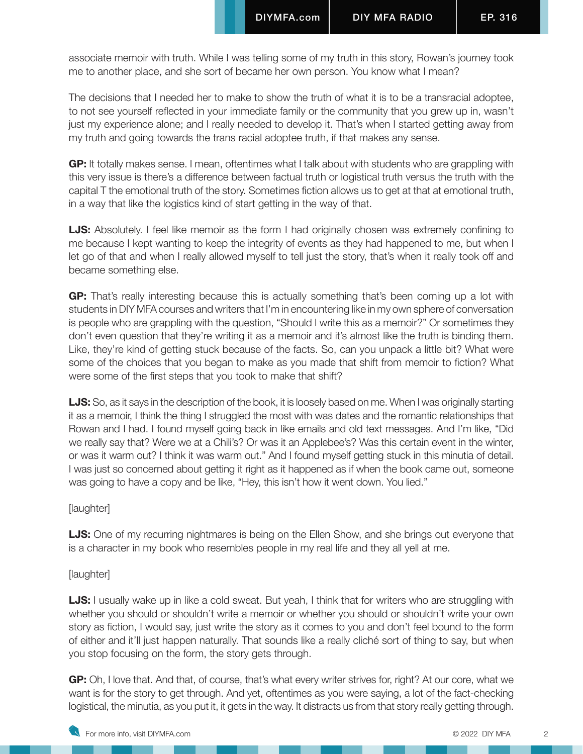associate memoir with truth. While I was telling some of my truth in this story, Rowan's journey took me to another place, and she sort of became her own person. You know what I mean?

The decisions that I needed her to make to show the truth of what it is to be a transracial adoptee, to not see yourself reflected in your immediate family or the community that you grew up in, wasn't just my experience alone; and I really needed to develop it. That's when I started getting away from my truth and going towards the trans racial adoptee truth, if that makes any sense.

**GP:** It totally makes sense. I mean, oftentimes what I talk about with students who are grappling with this very issue is there's a difference between factual truth or logistical truth versus the truth with the capital T the emotional truth of the story. Sometimes fiction allows us to get at that at emotional truth, in a way that like the logistics kind of start getting in the way of that.

**LJS:** Absolutely. I feel like memoir as the form I had originally chosen was extremely confining to me because I kept wanting to keep the integrity of events as they had happened to me, but when I let go of that and when I really allowed myself to tell just the story, that's when it really took off and became something else.

**GP:** That's really interesting because this is actually something that's been coming up a lot with students in DIY MFA courses and writers that I'm in encountering like in my own sphere of conversation is people who are grappling with the question, "Should I write this as a memoir?" Or sometimes they don't even question that they're writing it as a memoir and it's almost like the truth is binding them. Like, they're kind of getting stuck because of the facts. So, can you unpack a little bit? What were some of the choices that you began to make as you made that shift from memoir to fiction? What were some of the first steps that you took to make that shift?

**LJS:** So, as it says in the description of the book, it is loosely based on me. When I was originally starting it as a memoir, I think the thing I struggled the most with was dates and the romantic relationships that Rowan and I had. I found myself going back in like emails and old text messages. And I'm like, "Did we really say that? Were we at a Chili's? Or was it an Applebee's? Was this certain event in the winter, or was it warm out? I think it was warm out." And I found myself getting stuck in this minutia of detail. I was just so concerned about getting it right as it happened as if when the book came out, someone was going to have a copy and be like, "Hey, this isn't how it went down. You lied."

[laughter]

**LJS:** One of my recurring nightmares is being on the Ellen Show, and she brings out everyone that is a character in my book who resembles people in my real life and they all yell at me.

[laughter]

**LJS:** I usually wake up in like a cold sweat. But yeah, I think that for writers who are struggling with whether you should or shouldn't write a memoir or whether you should or shouldn't write your own story as fiction, I would say, just write the story as it comes to you and don't feel bound to the form of either and it'll just happen naturally. That sounds like a really cliché sort of thing to say, but when you stop focusing on the form, the story gets through.

**GP:** Oh, I love that. And that, of course, that's what every writer strives for, right? At our core, what we want is for the story to get through. And yet, oftentimes as you were saying, a lot of the fact-checking logistical, the minutia, as you put it, it gets in the way. It distracts us from that story really getting through.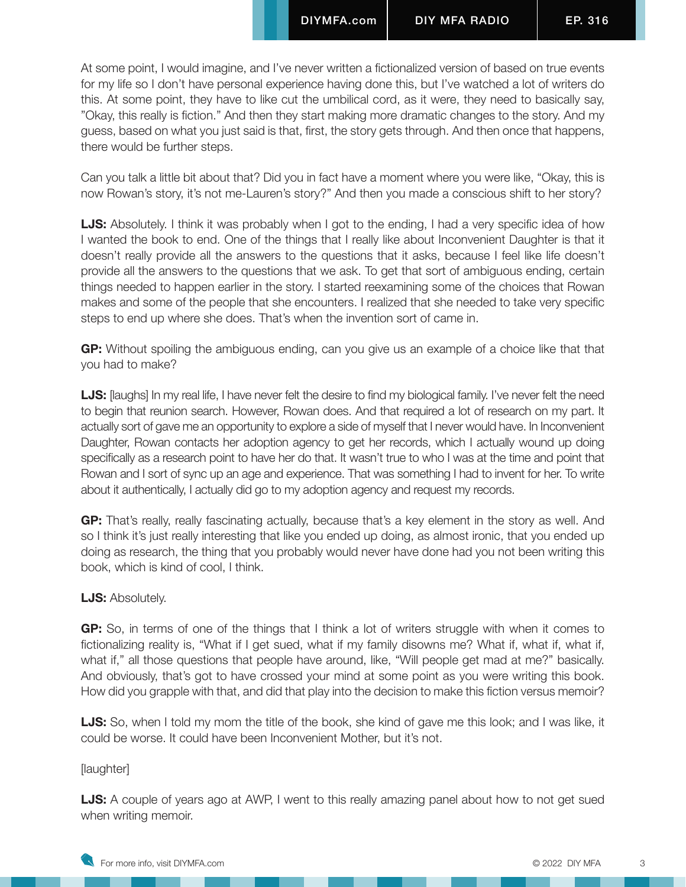At some point, I would imagine, and I've never written a fictionalized version of based on true events for my life so I don't have personal experience having done this, but I've watched a lot of writers do this. At some point, they have to like cut the umbilical cord, as it were, they need to basically say, "Okay, this really is fiction." And then they start making more dramatic changes to the story. And my guess, based on what you just said is that, first, the story gets through. And then once that happens, there would be further steps.

Can you talk a little bit about that? Did you in fact have a moment where you were like, "Okay, this is now Rowan's story, it's not me-Lauren's story?" And then you made a conscious shift to her story?

**LJS:** Absolutely. I think it was probably when I got to the ending, I had a very specific idea of how I wanted the book to end. One of the things that I really like about Inconvenient Daughter is that it doesn't really provide all the answers to the questions that it asks, because I feel like life doesn't provide all the answers to the questions that we ask. To get that sort of ambiguous ending, certain things needed to happen earlier in the story. I started reexamining some of the choices that Rowan makes and some of the people that she encounters. I realized that she needed to take very specific steps to end up where she does. That's when the invention sort of came in.

**GP:** Without spoiling the ambiguous ending, can you give us an example of a choice like that that you had to make?

**LJS:** [laughs] In my real life, I have never felt the desire to find my biological family. I've never felt the need to begin that reunion search. However, Rowan does. And that required a lot of research on my part. It actually sort of gave me an opportunity to explore a side of myself that I never would have. In Inconvenient Daughter, Rowan contacts her adoption agency to get her records, which I actually wound up doing specifically as a research point to have her do that. It wasn't true to who I was at the time and point that Rowan and I sort of sync up an age and experience. That was something I had to invent for her. To write about it authentically, I actually did go to my adoption agency and request my records.

**GP:** That's really, really fascinating actually, because that's a key element in the story as well. And so I think it's just really interesting that like you ended up doing, as almost ironic, that you ended up doing as research, the thing that you probably would never have done had you not been writing this book, which is kind of cool, I think.

**LJS:** Absolutely.

**GP:** So, in terms of one of the things that I think a lot of writers struggle with when it comes to fictionalizing reality is, "What if I get sued, what if my family disowns me? What if, what if, what if, what if," all those questions that people have around, like, "Will people get mad at me?" basically. And obviously, that's got to have crossed your mind at some point as you were writing this book. How did you grapple with that, and did that play into the decision to make this fiction versus memoir?

**LJS:** So, when I told my mom the title of the book, she kind of gave me this look; and I was like, it could be worse. It could have been Inconvenient Mother, but it's not.

[laughter]

**LJS:** A couple of years ago at AWP, I went to this really amazing panel about how to not get sued when writing memoir.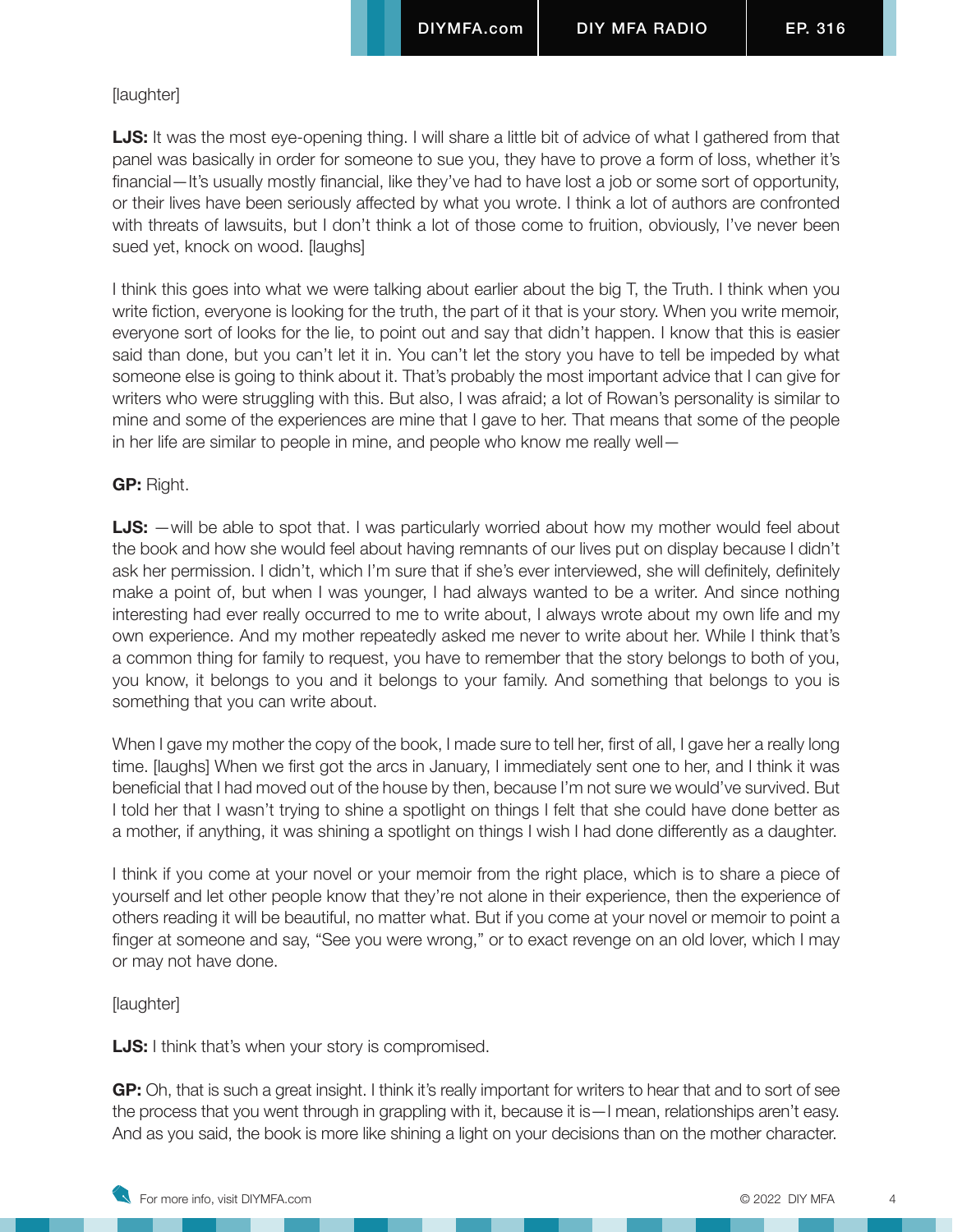[laughter]

**LJS:** It was the most eye-opening thing. I will share a little bit of advice of what I gathered from that panel was basically in order for someone to sue you, they have to prove a form of loss, whether it's financial—It's usually mostly financial, like they've had to have lost a job or some sort of opportunity, or their lives have been seriously affected by what you wrote. I think a lot of authors are confronted with threats of lawsuits, but I don't think a lot of those come to fruition, obviously, I've never been sued yet, knock on wood. [laughs]

I think this goes into what we were talking about earlier about the big T, the Truth. I think when you write fiction, everyone is looking for the truth, the part of it that is your story. When you write memoir, everyone sort of looks for the lie, to point out and say that didn't happen. I know that this is easier said than done, but you can't let it in. You can't let the story you have to tell be impeded by what someone else is going to think about it. That's probably the most important advice that I can give for writers who were struggling with this. But also, I was afraid; a lot of Rowan's personality is similar to mine and some of the experiences are mine that I gave to her. That means that some of the people in her life are similar to people in mine, and people who know me really well—

**GP:** Right.

**LJS:** —will be able to spot that. I was particularly worried about how my mother would feel about the book and how she would feel about having remnants of our lives put on display because I didn't ask her permission. I didn't, which I'm sure that if she's ever interviewed, she will definitely, definitely make a point of, but when I was younger, I had always wanted to be a writer. And since nothing interesting had ever really occurred to me to write about, I always wrote about my own life and my own experience. And my mother repeatedly asked me never to write about her. While I think that's a common thing for family to request, you have to remember that the story belongs to both of you, you know, it belongs to you and it belongs to your family. And something that belongs to you is something that you can write about.

When I gave my mother the copy of the book, I made sure to tell her, first of all, I gave her a really long time. [laughs] When we first got the arcs in January, I immediately sent one to her, and I think it was beneficial that I had moved out of the house by then, because I'm not sure we would've survived. But I told her that I wasn't trying to shine a spotlight on things I felt that she could have done better as a mother, if anything, it was shining a spotlight on things I wish I had done differently as a daughter.

I think if you come at your novel or your memoir from the right place, which is to share a piece of yourself and let other people know that they're not alone in their experience, then the experience of others reading it will be beautiful, no matter what. But if you come at your novel or memoir to point a finger at someone and say, "See you were wrong," or to exact revenge on an old lover, which I may or may not have done.

[laughter]

**LJS:** I think that's when your story is compromised.

**GP:** Oh, that is such a great insight. I think it's really important for writers to hear that and to sort of see the process that you went through in grappling with it, because it is—I mean, relationships aren't easy. And as you said, the book is more like shining a light on your decisions than on the mother character.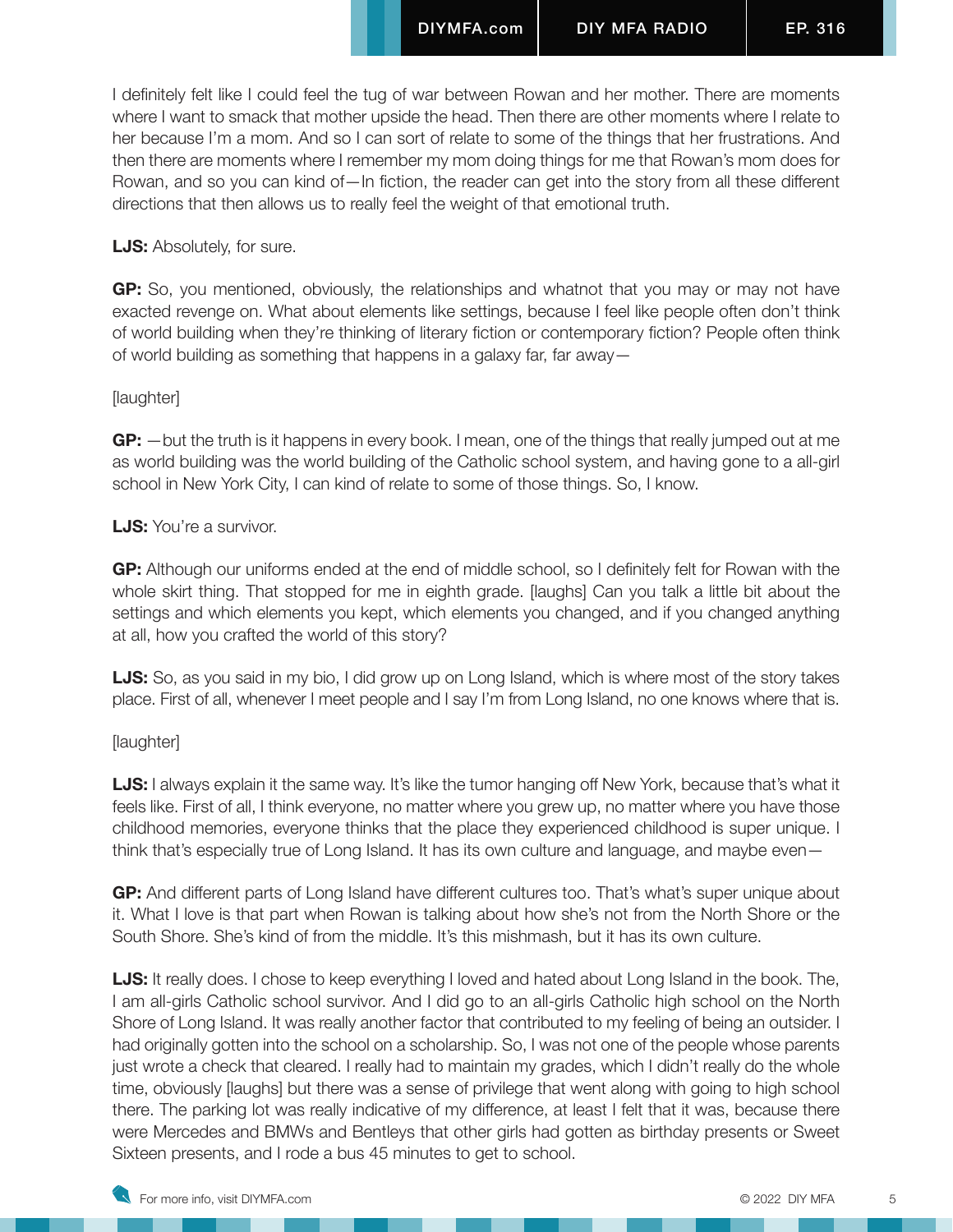I definitely felt like I could feel the tug of war between Rowan and her mother. There are moments where I want to smack that mother upside the head. Then there are other moments where I relate to her because I'm a mom. And so I can sort of relate to some of the things that her frustrations. And then there are moments where I remember my mom doing things for me that Rowan's mom does for Rowan, and so you can kind of—In fiction, the reader can get into the story from all these different directions that then allows us to really feel the weight of that emotional truth.

**LJS:** Absolutely, for sure.

**GP:** So, you mentioned, obviously, the relationships and whatnot that you may or may not have exacted revenge on. What about elements like settings, because I feel like people often don't think of world building when they're thinking of literary fiction or contemporary fiction? People often think of world building as something that happens in a galaxy far, far away—

[laughter]

**GP:** —but the truth is it happens in every book. I mean, one of the things that really jumped out at me as world building was the world building of the Catholic school system, and having gone to a all-girl school in New York City, I can kind of relate to some of those things. So, I know.

**LJS:** You're a survivor.

**GP:** Although our uniforms ended at the end of middle school, so I definitely felt for Rowan with the whole skirt thing. That stopped for me in eighth grade. [laughs] Can you talk a little bit about the settings and which elements you kept, which elements you changed, and if you changed anything at all, how you crafted the world of this story?

**LJS:** So, as you said in my bio, I did grow up on Long Island, which is where most of the story takes place. First of all, whenever I meet people and I say I'm from Long Island, no one knows where that is.

[laughter]

**LJS:** I always explain it the same way. It's like the tumor hanging off New York, because that's what it feels like. First of all, I think everyone, no matter where you grew up, no matter where you have those childhood memories, everyone thinks that the place they experienced childhood is super unique. I think that's especially true of Long Island. It has its own culture and language, and maybe even—

**GP:** And different parts of Long Island have different cultures too. That's what's super unique about it. What I love is that part when Rowan is talking about how she's not from the North Shore or the South Shore. She's kind of from the middle. It's this mishmash, but it has its own culture.

**LJS:** It really does. I chose to keep everything I loved and hated about Long Island in the book. The, I am all-girls Catholic school survivor. And I did go to an all-girls Catholic high school on the North Shore of Long Island. It was really another factor that contributed to my feeling of being an outsider. I had originally gotten into the school on a scholarship. So, I was not one of the people whose parents just wrote a check that cleared. I really had to maintain my grades, which I didn't really do the whole time, obviously [laughs] but there was a sense of privilege that went along with going to high school there. The parking lot was really indicative of my difference, at least I felt that it was, because there were Mercedes and BMWs and Bentleys that other girls had gotten as birthday presents or Sweet Sixteen presents, and I rode a bus 45 minutes to get to school.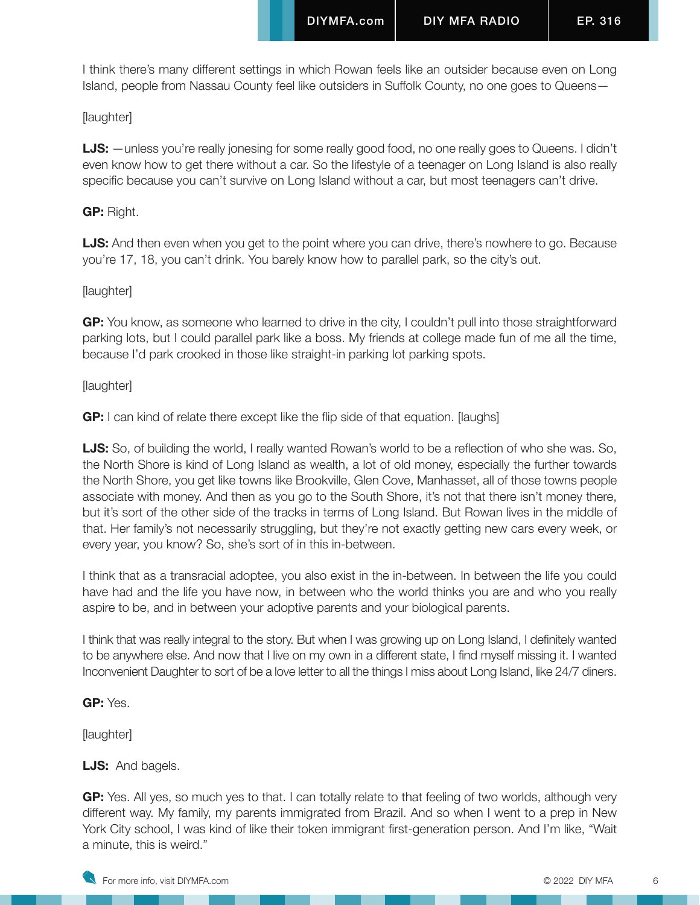I think there's many different settings in which Rowan feels like an outsider because even on Long Island, people from Nassau County feel like outsiders in Suffolk County, no one goes to Queens—

[laughter]

**LJS:** —unless you're really jonesing for some really good food, no one really goes to Queens. I didn't even know how to get there without a car. So the lifestyle of a teenager on Long Island is also really specific because you can't survive on Long Island without a car, but most teenagers can't drive.

**GP:** Right.

**LJS:** And then even when you get to the point where you can drive, there's nowhere to go. Because you're 17, 18, you can't drink. You barely know how to parallel park, so the city's out.

[laughter]

**GP:** You know, as someone who learned to drive in the city, I couldn't pull into those straightforward parking lots, but I could parallel park like a boss. My friends at college made fun of me all the time, because I'd park crooked in those like straight-in parking lot parking spots.

[laughter]

**GP:** I can kind of relate there except like the flip side of that equation. [laughs]

**LJS:** So, of building the world, I really wanted Rowan's world to be a reflection of who she was. So, the North Shore is kind of Long Island as wealth, a lot of old money, especially the further towards the North Shore, you get like towns like Brookville, Glen Cove, Manhasset, all of those towns people associate with money. And then as you go to the South Shore, it's not that there isn't money there, but it's sort of the other side of the tracks in terms of Long Island. But Rowan lives in the middle of that. Her family's not necessarily struggling, but they're not exactly getting new cars every week, or every year, you know? So, she's sort of in this in-between.

I think that as a transracial adoptee, you also exist in the in-between. In between the life you could have had and the life you have now, in between who the world thinks you are and who you really aspire to be, and in between your adoptive parents and your biological parents.

I think that was really integral to the story. But when I was growing up on Long Island, I definitely wanted to be anywhere else. And now that I live on my own in a different state, I find myself missing it. I wanted Inconvenient Daughter to sort of be a love letter to all the things I miss about Long Island, like 24/7 diners.

**GP:** Yes.

[laughter]

**LJS:** And bagels.

**GP:** Yes. All yes, so much yes to that. I can totally relate to that feeling of two worlds, although very different way. My family, my parents immigrated from Brazil. And so when I went to a prep in New York City school, I was kind of like their token immigrant first-generation person. And I'm like, "Wait a minute, this is weird."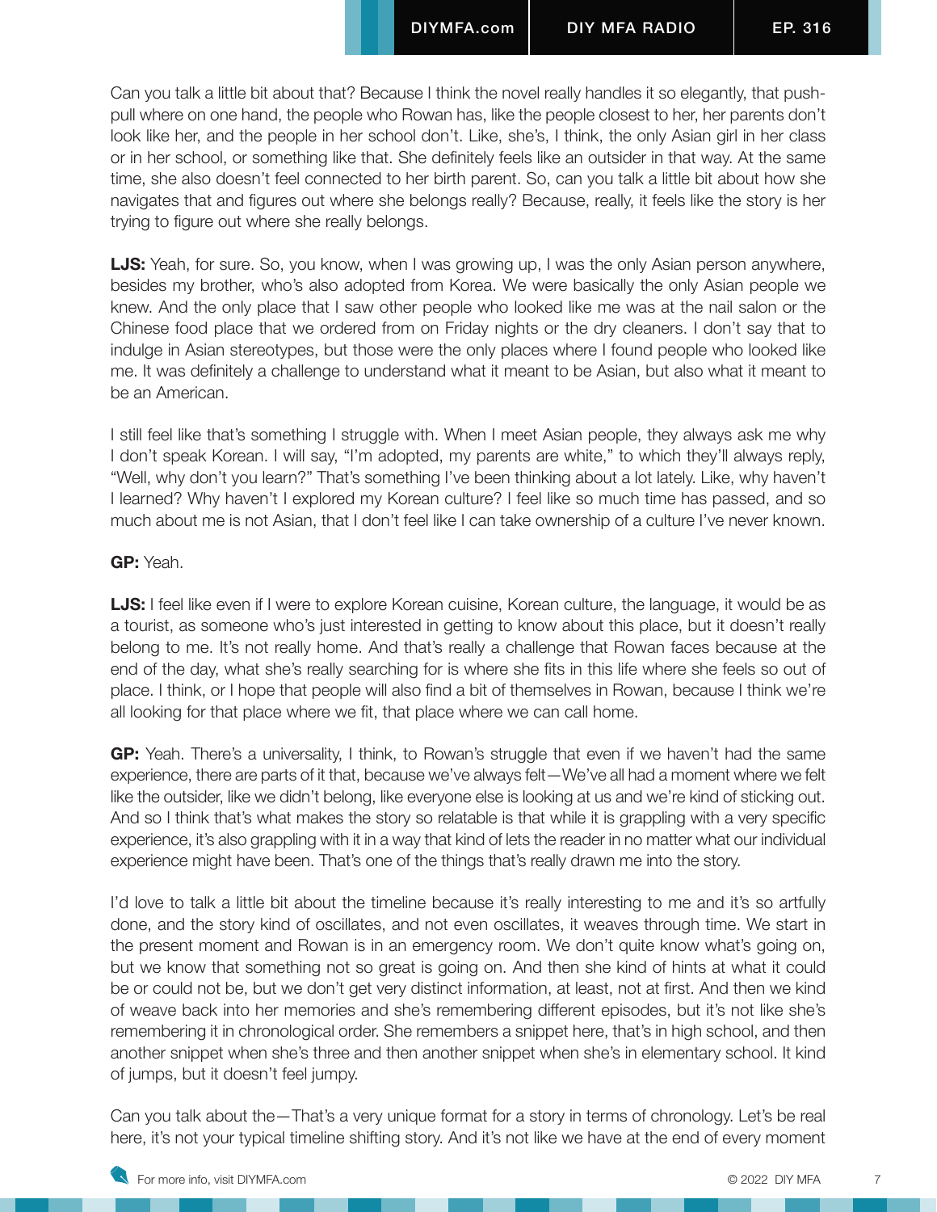Can you talk a little bit about that? Because I think the novel really handles it so elegantly, that push-pull where on one hand, the people who Rowan has, like the people closest to her, her parents don't look like her, and the people in her school don't. Like, she's, I think, the only Asian girl in her class or in her school, or something like that. She definitely feels like an outsider in that way. At the same time, she also doesn't feel connected to her birth parent. So, can you talk a little bit about how she navigates that and figures out where she belongs really? Because, really, it feels like the story is her trying to figure out where she really belongs.

**LJS:** Yeah, for sure. So, you know, when I was growing up, I was the only Asian person anywhere, besides my brother, who's also adopted from Korea. We were basically the only Asian people we knew. And the only place that I saw other people who looked like me was at the nail salon or the Chinese food place that we ordered from on Friday nights or the dry cleaners. I don't say that to indulge in Asian stereotypes, but those were the only places where I found people who looked like me. It was definitely a challenge to understand what it meant to be Asian, but also what it meant to be an American.

I still feel like that's something I struggle with. When I meet Asian people, they always ask me why I don't speak Korean. I will say, "I'm adopted, my parents are white," to which they'll always reply, "Well, why don't you learn?" That's something I've been thinking about a lot lately. Like, why haven't I learned? Why haven't I explored my Korean culture? I feel like so much time has passed, and so much about me is not Asian, that I don't feel like I can take ownership of a culture I've never known.

**GP:** Yeah.

**LJS:** I feel like even if I were to explore Korean cuisine, Korean culture, the language, it would be as a tourist, as someone who's just interested in getting to know about this place, but it doesn't really belong to me. It's not really home. And that's really a challenge that Rowan faces because at the end of the day, what she's really searching for is where she fits in this life where she feels so out of place. I think, or I hope that people will also find a bit of themselves in Rowan, because I think we're all looking for that place where we fit, that place where we can call home.

**GP:** Yeah. There's a universality, I think, to Rowan's struggle that even if we haven't had the same experience, there are parts of it that, because we've always felt—We've all had a moment where we felt like the outsider, like we didn't belong, like everyone else is looking at us and we're kind of sticking out. And so I think that's what makes the story so relatable is that while it is grappling with a very specific experience, it's also grappling with it in a way that kind of lets the reader in no matter what our individual experience might have been. That's one of the things that's really drawn me into the story.

I'd love to talk a little bit about the timeline because it's really interesting to me and it's so artfully done, and the story kind of oscillates, and not even oscillates, it weaves through time. We start in the present moment and Rowan is in an emergency room. We don't quite know what's going on, but we know that something not so great is going on. And then she kind of hints at what it could be or could not be, but we don't get very distinct information, at least, not at first. And then we kind of weave back into her memories and she's remembering different episodes, but it's not like she's remembering it in chronological order. She remembers a snippet here, that's in high school, and then another snippet when she's three and then another snippet when she's in elementary school. It kind of jumps, but it doesn't feel jumpy.

Can you talk about the—That's a very unique format for a story in terms of chronology. Let's be real here, it's not your typical timeline shifting story. And it's not like we have at the end of every moment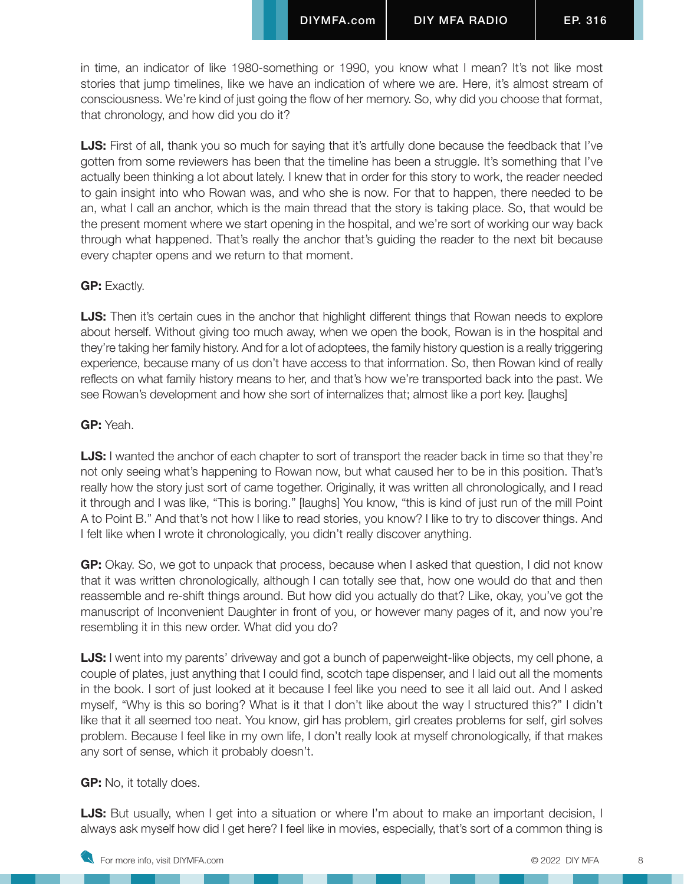in time, an indicator of like 1980-something or 1990, you know what I mean? It's not like most stories that jump timelines, like we have an indication of where we are. Here, it's almost stream of consciousness. We're kind of just going the flow of her memory. So, why did you choose that format, that chronology, and how did you do it?

**LJS:** First of all, thank you so much for saying that it's artfully done because the feedback that I've gotten from some reviewers has been that the timeline has been a struggle. It's something that I've actually been thinking a lot about lately. I knew that in order for this story to work, the reader needed to gain insight into who Rowan was, and who she is now. For that to happen, there needed to be an, what I call an anchor, which is the main thread that the story is taking place. So, that would be the present moment where we start opening in the hospital, and we're sort of working our way back through what happened. That's really the anchor that's guiding the reader to the next bit because every chapter opens and we return to that moment.

**GP:** Exactly.

**LJS:** Then it's certain cues in the anchor that highlight different things that Rowan needs to explore about herself. Without giving too much away, when we open the book, Rowan is in the hospital and they're taking her family history. And for a lot of adoptees, the family history question is a really triggering experience, because many of us don't have access to that information. So, then Rowan kind of really reflects on what family history means to her, and that's how we're transported back into the past. We see Rowan's development and how she sort of internalizes that; almost like a port key. [laughs]

**GP:** Yeah.

**LJS:** I wanted the anchor of each chapter to sort of transport the reader back in time so that they're not only seeing what's happening to Rowan now, but what caused her to be in this position. That's really how the story just sort of came together. Originally, it was written all chronologically, and I read it through and I was like, "This is boring." [laughs] You know, "this is kind of just run of the mill Point A to Point B." And that's not how I like to read stories, you know? I like to try to discover things. And I felt like when I wrote it chronologically, you didn't really discover anything.

**GP:** Okay. So, we got to unpack that process, because when I asked that question, I did not know that it was written chronologically, although I can totally see that, how one would do that and then reassemble and re-shift things around. But how did you actually do that? Like, okay, you've got the manuscript of Inconvenient Daughter in front of you, or however many pages of it, and now you're resembling it in this new order. What did you do?

**LJS:** I went into my parents' driveway and got a bunch of paperweight-like objects, my cell phone, a couple of plates, just anything that I could find, scotch tape dispenser, and I laid out all the moments in the book. I sort of just looked at it because I feel like you need to see it all laid out. And I asked myself, "Why is this so boring? What is it that I don't like about the way I structured this?" I didn't like that it all seemed too neat. You know, girl has problem, girl creates problems for self, girl solves problem. Because I feel like in my own life, I don't really look at myself chronologically, if that makes any sort of sense, which it probably doesn't.

**GP:** No, it totally does.

**LJS:** But usually, when I get into a situation or where I'm about to make an important decision, I always ask myself how did I get here? I feel like in movies, especially, that's sort of a common thing is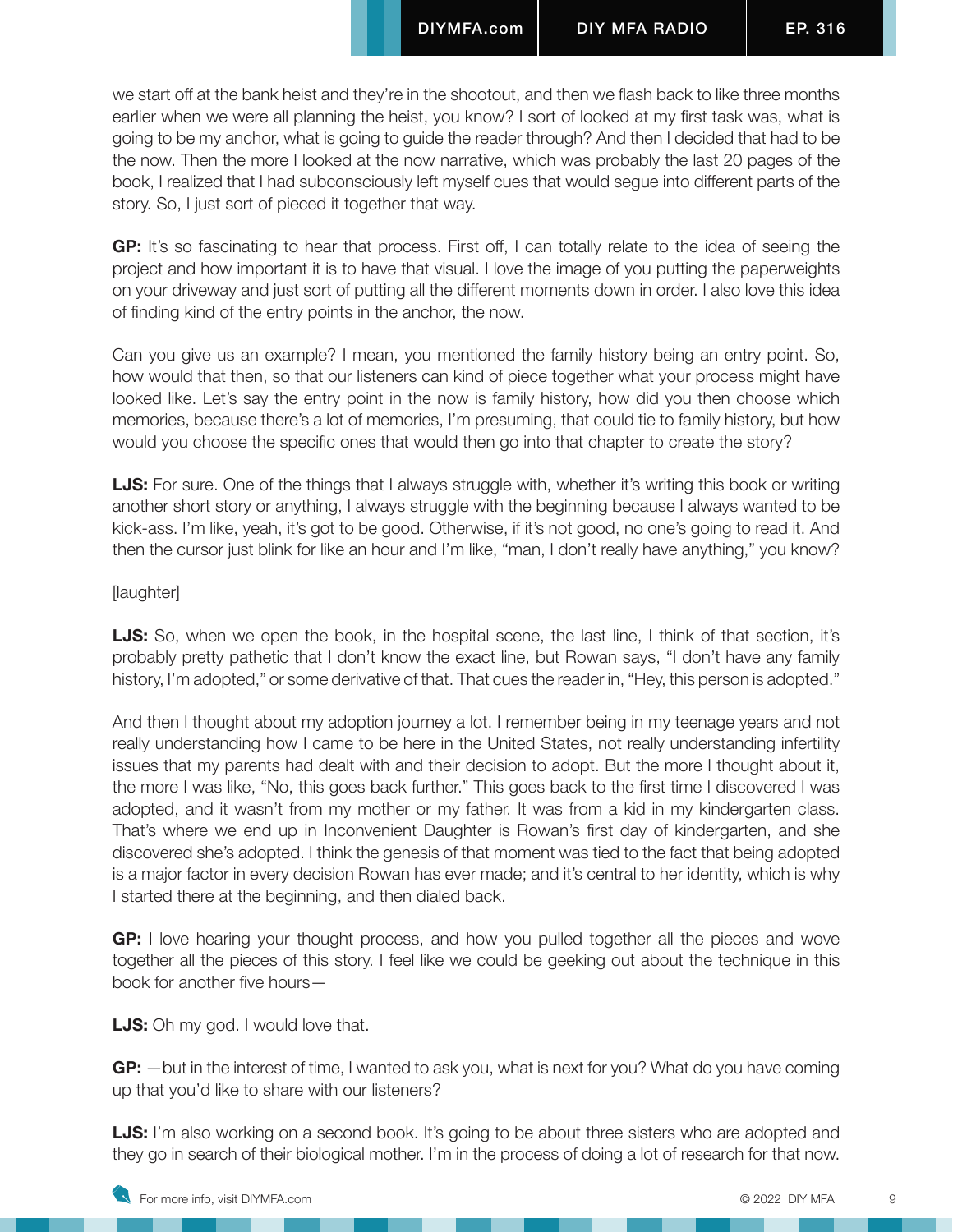we start off at the bank heist and they're in the shootout, and then we flash back to like three months earlier when we were all planning the heist, you know? I sort of looked at my first task was, what is going to be my anchor, what is going to guide the reader through? And then I decided that had to be the now. Then the more I looked at the now narrative, which was probably the last 20 pages of the book, I realized that I had subconsciously left myself cues that would segue into different parts of the story. So, I just sort of pieced it together that way.

**GP:** It's so fascinating to hear that process. First off, I can totally relate to the idea of seeing the project and how important it is to have that visual. I love the image of you putting the paperweights on your driveway and just sort of putting all the different moments down in order. I also love this idea of finding kind of the entry points in the anchor, the now.

Can you give us an example? I mean, you mentioned the family history being an entry point. So, how would that then, so that our listeners can kind of piece together what your process might have looked like. Let's say the entry point in the now is family history, how did you then choose which memories, because there's a lot of memories, I'm presuming, that could tie to family history, but how would you choose the specific ones that would then go into that chapter to create the story?

**LJS:** For sure. One of the things that I always struggle with, whether it's writing this book or writing another short story or anything, I always struggle with the beginning because I always wanted to be kick-ass. I'm like, yeah, it's got to be good. Otherwise, if it's not good, no one's going to read it. And then the cursor just blink for like an hour and I'm like, "man, I don't really have anything," you know?

[laughter]

**LJS:** So, when we open the book, in the hospital scene, the last line, I think of that section, it's probably pretty pathetic that I don't know the exact line, but Rowan says, "I don't have any family history, I'm adopted," or some derivative of that. That cues the reader in, "Hey, this person is adopted."

And then I thought about my adoption journey a lot. I remember being in my teenage years and not really understanding how I came to be here in the United States, not really understanding infertility issues that my parents had dealt with and their decision to adopt. But the more I thought about it, the more I was like, "No, this goes back further." This goes back to the first time I discovered I was adopted, and it wasn't from my mother or my father. It was from a kid in my kindergarten class. That's where we end up in Inconvenient Daughter is Rowan's first day of kindergarten, and she discovered she's adopted. I think the genesis of that moment was tied to the fact that being adopted is a major factor in every decision Rowan has ever made; and it's central to her identity, which is why I started there at the beginning, and then dialed back.

**GP:** I love hearing your thought process, and how you pulled together all the pieces and wove together all the pieces of this story. I feel like we could be geeking out about the technique in this book for another five hours—

**LJS:** Oh my god. I would love that.

**GP:** —but in the interest of time, I wanted to ask you, what is next for you? What do you have coming up that you'd like to share with our listeners?

**LJS:** I'm also working on a second book. It's going to be about three sisters who are adopted and they go in search of their biological mother. I'm in the process of doing a lot of research for that now.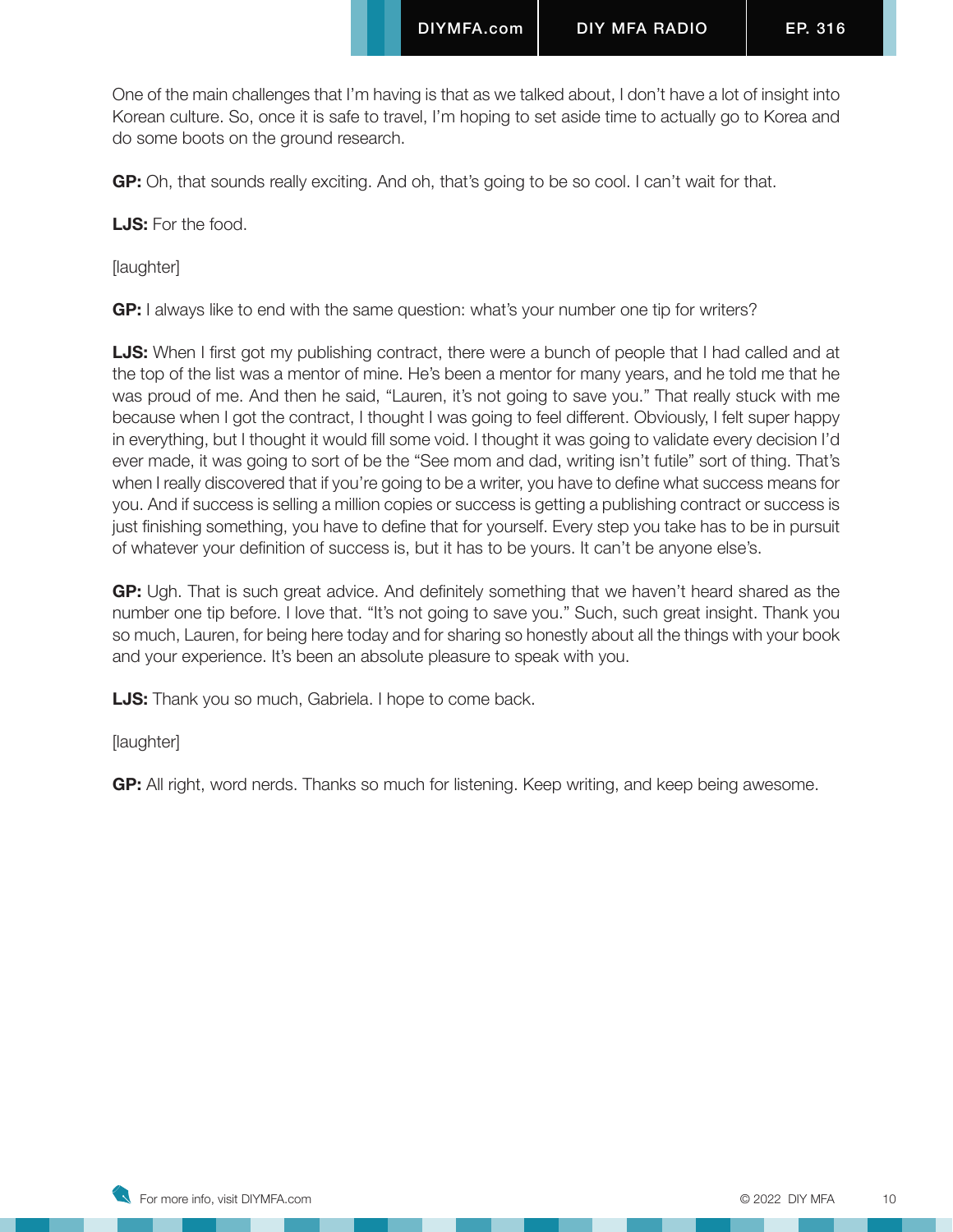One of the main challenges that I'm having is that as we talked about, I don't have a lot of insight into Korean culture. So, once it is safe to travel, I'm hoping to set aside time to actually go to Korea and do some boots on the ground research.

**GP:** Oh, that sounds really exciting. And oh, that's going to be so cool. I can't wait for that.

**LJS:** For the food.

[laughter]

**GP:** I always like to end with the same question: what's your number one tip for writers?

**LJS:** When I first got my publishing contract, there were a bunch of people that I had called and at the top of the list was a mentor of mine. He's been a mentor for many years, and he told me that he was proud of me. And then he said, "Lauren, it's not going to save you." That really stuck with me because when I got the contract, I thought I was going to feel different. Obviously, I felt super happy in everything, but I thought it would fill some void. I thought it was going to validate every decision I'd ever made, it was going to sort of be the "See mom and dad, writing isn't futile" sort of thing. That's when I really discovered that if you're going to be a writer, you have to define what success means for you. And if success is selling a million copies or success is getting a publishing contract or success is just finishing something, you have to define that for yourself. Every step you take has to be in pursuit of whatever your definition of success is, but it has to be yours. It can't be anyone else's.

**GP:** Ugh. That is such great advice. And definitely something that we haven't heard shared as the number one tip before. I love that. "It's not going to save you." Such, such great insight. Thank you so much, Lauren, for being here today and for sharing so honestly about all the things with your book and your experience. It's been an absolute pleasure to speak with you.

**LJS:** Thank you so much, Gabriela. I hope to come back.

[laughter]

**GP:** All right, word nerds. Thanks so much for listening. Keep writing, and keep being awesome.